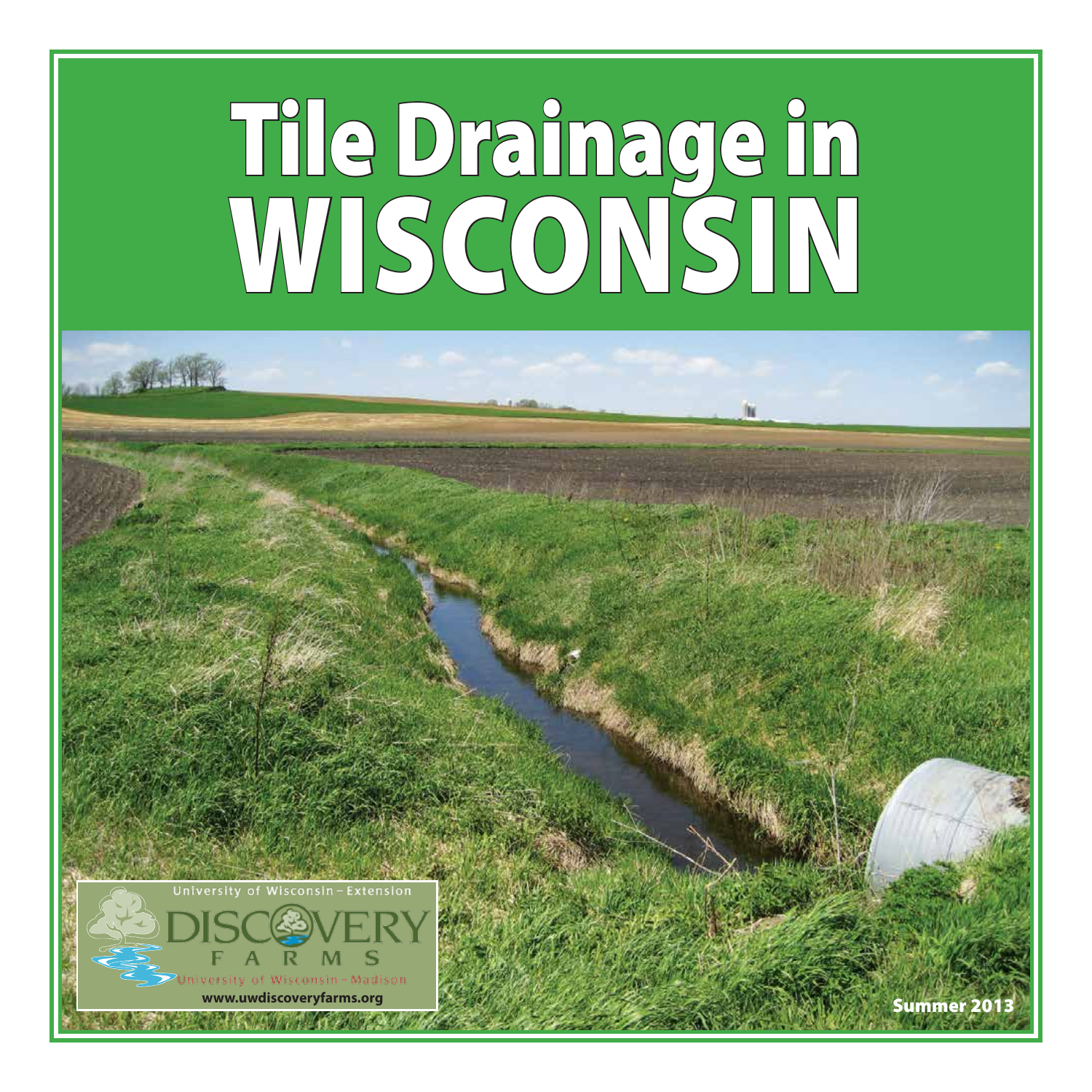# Tile Drainage in WISCONSIN

University of Wisconsin – Extension

DISCOVERY FARMS

University of Wisconsin – Madison

www.uwdiscoveryfarms.org

Summer 2013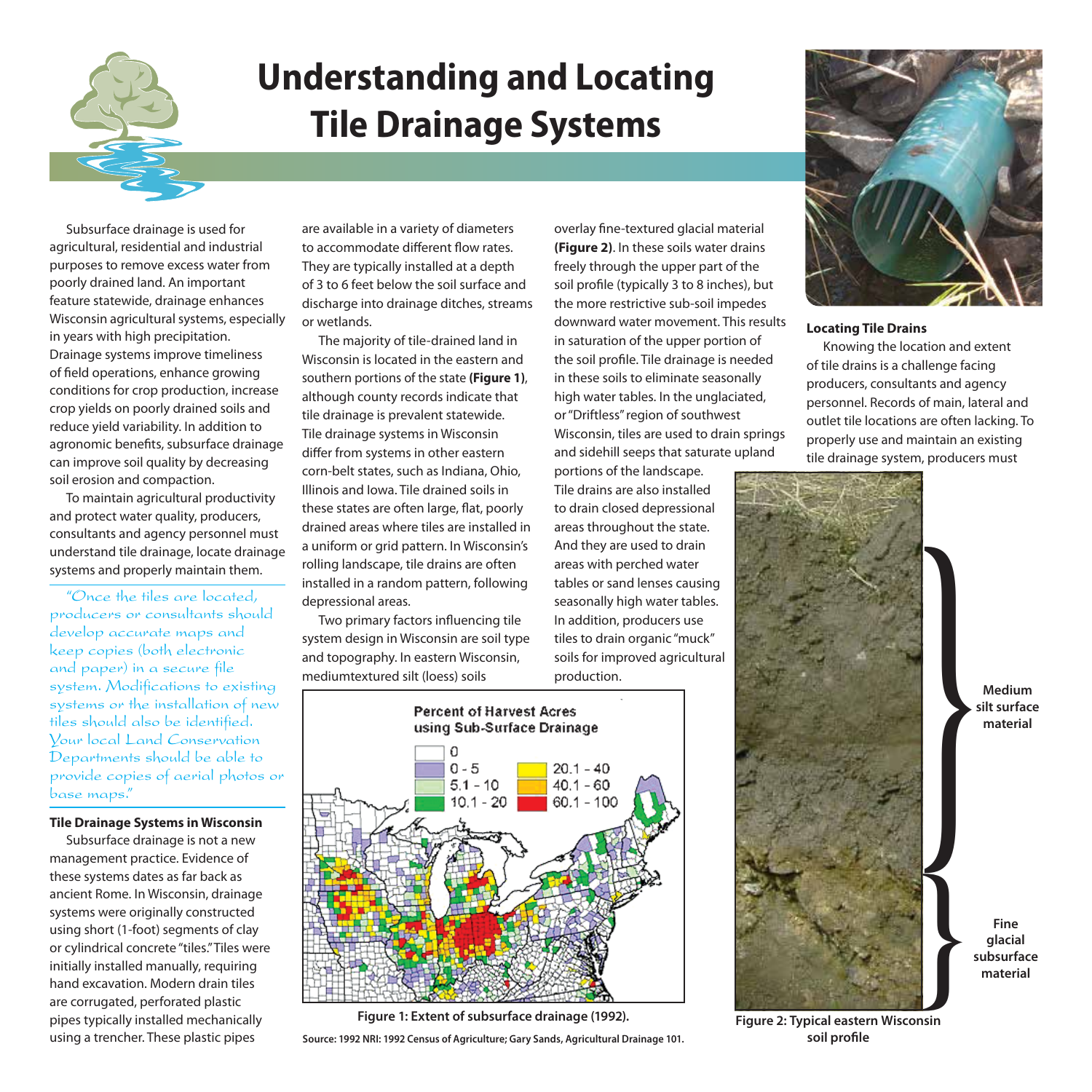# Understanding and Locating Tile Drainage Systems

Subsurface drainage is used for agricultural, residential and industrial purposes to remove excess water from poorly drained land. An important feature statewide, drainage enhances Wisconsin agricultural systems, especially in years with high precipitation. Drainage systems improve timeliness of field operations, enhance growing conditions for crop production, increase crop yields on poorly drained soils and reduce yield variability. In addition to agronomic benefits, subsurface drainage can improve soil quality by decreasing soil erosion and compaction.

To maintain agricultural productivity and protect water quality, producers, consultants and agency personnel must understand tile drainage, locate drainage systems and properly maintain them.

> "Once the tiles are located, producers or consultants should develop accurate maps and keep copies (both electronic and paper) in a secure file system. Modifications to existing systems or the installation of new tiles should also be identified. Your local Land Conservation Departments should be able to provide copies of aerial photos or base maps."

### Tile Drainage Systems in Wisconsin

Subsurface drainage is not a new management practice. Evidence of these systems dates as far back as ancient Rome. In Wisconsin, drainage systems were originally constructed using short (1-foot) segments of clay or cylindrical concrete "tiles." Tiles were initially installed manually, requiring hand excavation. Modern drain tiles are corrugated, perforated plastic pipes typically installed mechanically using a trencher. These plastic pipes are available in a variety of diameters to accommodate different flow rates. They are typically installed at a depth of 3 to 6 feet below the soil surface and discharge into drainage ditches, streams or wetlands.

The majority of tile-drained land in Wisconsin is located in the eastern and southern portions of the state **(Figure 1)**, although county records indicate that tile drainage is prevalent statewide. Tile drainage systems in Wisconsin differ from systems in other eastern corn-belt states, such as Indiana, Ohio, Illinois and Iowa. Tile drained soils in these states are often large, flat, poorly drained areas where tiles are installed in a uniform or grid pattern. In Wisconsin's rolling landscape, tile drains are often installed in a random pattern, following depressional areas.

Two primary factors influencing tile system design in Wisconsin are soil type and topography. In eastern Wisconsin, mediumtextured silt (loess) soils overlay fine-textured glacial material **(Figure 2)**. In these soils water drains freely through the upper part of the soil profile (typically 3 to 8 inches), but the more restrictive sub-soil impedes downward water movement. This results in saturation of the upper portion of the soil profile. Tile drainage is needed in these soils to eliminate seasonally high water tables. In the unglaciated, or "Driftless" region of southwest Wisconsin, tiles are used to drain springs and sidehill seeps that saturate upland portions of the landscape. Tile drains are also installed to drain closed depressional areas throughout the state. And they are used to drain areas with perched water tables or sand lenses causing seasonally high water tables. In addition, producers use tiles to drain organic "muck" soils for improved agricultural production.

Percent of Harvest Acres using Sub-Surface Drainage: 0; 0 - 5; 5.1 - 10; 10.1 - 20; 20.1 - 40; 40.1 - 60; 60.1 - 100

**Figure 1: Extent of subsurface drainage (1992).**

**Source: 1992 NRI: 1992 Census of Agriculture; Gary Sands, Agricultural Drainage 101.**

### Locating Tile Drains

Knowing the location and extent of tile drains is a challenge facing producers, consultants and agency personnel. Records of main, lateral and outlet tile locations are often lacking. To properly use and maintain an existing tile drainage system, producers must

Medium silt surface material

Fine glacial subsurface material

**Figure 2: Typical eastern Wisconsin soil profile**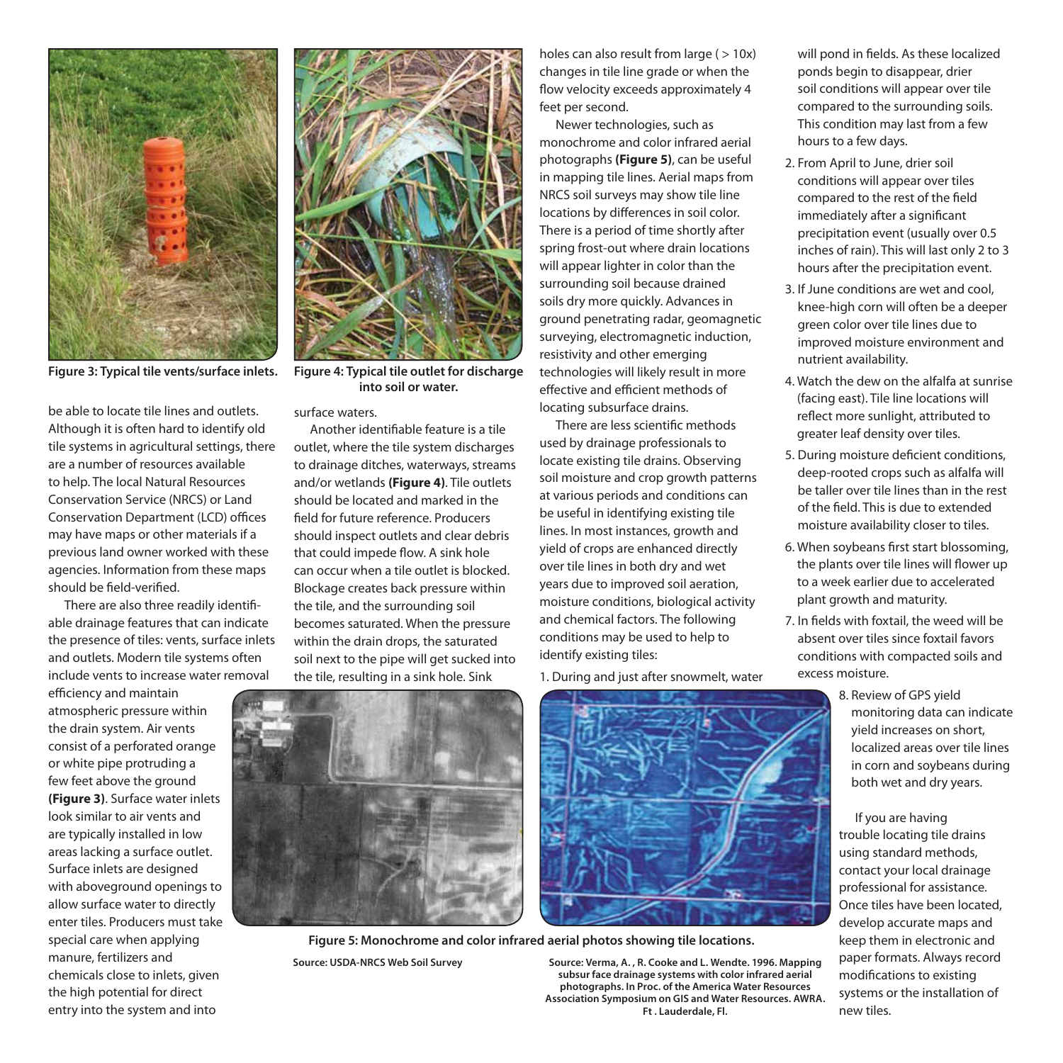Figure 3: Typical tile vents/surface inlets.

Figure 4: Typical tile outlet for discharge into soil or water.

be able to locate tile lines and outlets. Although it is often hard to identify old tile systems in agricultural settings, there are a number of resources available to help. The local Natural Resources Conservation Service (NRCS) or Land Conservation Department (LCD) offices may have maps or other materials if a previous land owner worked with these agencies. Information from these maps should be field-verified.

There are also three readily identifiable drainage features that can indicate the presence of tiles: vents, surface inlets and outlets. Modern tile systems often include vents to increase water removal efficiency and maintain atmospheric pressure within the drain system. Air vents consist of a perforated orange or white pipe protruding a few feet above the ground **(Figure 3)**. Surface water inlets look similar to air vents and are typically installed in low areas lacking a surface outlet. Surface inlets are designed with aboveground openings to allow surface water to directly enter tiles. Producers must take special care when applying manure, fertilizers and chemicals close to inlets, given the high potential for direct entry into the system and into surface waters.

Another identifiable feature is a tile outlet, where the tile system discharges to drainage ditches, waterways, streams and/or wetlands **(Figure 4)**. Tile outlets should be located and marked in the field for future reference. Producers should inspect outlets and clear debris that could impede flow. A sink hole can occur when a tile outlet is blocked. Blockage creates back pressure within the tile, and the surrounding soil becomes saturated. When the pressure within the drain drops, the saturated soil next to the pipe will get sucked into the tile, resulting in a sink hole. Sink holes can also result from large ( > 10x) changes in tile line grade or when the flow velocity exceeds approximately 4 feet per second.

Newer technologies, such as monochrome and color infrared aerial photographs **(Figure 5)**, can be useful in mapping tile lines. Aerial maps from NRCS soil surveys may show tile line locations by differences in soil color. There is a period of time shortly after spring frost-out where drain locations will appear lighter in color than the surrounding soil because drained soils dry more quickly. Advances in ground penetrating radar, geomagnetic surveying, electromagnetic induction, resistivity and other emerging technologies will likely result in more effective and efficient methods of locating subsurface drains.

There are less scientific methods used by drainage professionals to locate existing tile drains. Observing soil moisture and crop growth patterns at various periods and conditions can be useful in identifying existing tile lines. In most instances, growth and yield of crops are enhanced directly over tile lines in both dry and wet years due to improved soil aeration, moisture conditions, biological activity and chemical factors. The following conditions may be used to help to identify existing tiles:

1. During and just after snowmelt, water will pond in fields. As these localized ponds begin to disappear, drier soil conditions will appear over tile compared to the surrounding soils. This condition may last from a few hours to a few days.
2. From April to June, drier soil conditions will appear over tiles compared to the rest of the field immediately after a significant precipitation event (usually over 0.5 inches of rain). This will last only 2 to 3 hours after the precipitation event.
3. If June conditions are wet and cool, knee-high corn will often be a deeper green color over tile lines due to improved moisture environment and nutrient availability.
4. Watch the dew on the alfalfa at sunrise (facing east). Tile line locations will reflect more sunlight, attributed to greater leaf density over tiles.
5. During moisture deficient conditions, deep-rooted crops such as alfalfa will be taller over tile lines than in the rest of the field. This is due to extended moisture availability closer to tiles.
6. When soybeans first start blossoming, the plants over tile lines will flower up to a week earlier due to accelerated plant growth and maturity.
7. In fields with foxtail, the weed will be absent over tiles since foxtail favors conditions with compacted soils and excess moisture.
8. Review of GPS yield monitoring data can indicate yield increases on short, localized areas over tile lines in corn and soybeans during both wet and dry years.

If you are having trouble locating tile drains using standard methods, contact your local drainage professional for assistance. Once tiles have been located, develop accurate maps and keep them in electronic and paper formats. Always record modifications to existing systems or the installation of new tiles.

**Figure 5: Monochrome and color infrared aerial photos showing tile locations.**

Source: USDA-NRCS Web Soil Survey

Source: Verma, A. , R. Cooke and L. Wendte. 1996. Mapping subsur face drainage systems with color infrared aerial photographs. In Proc. of the America Water Resources Association Symposium on GIS and Water Resources. AWRA. Ft . Lauderdale, Fl.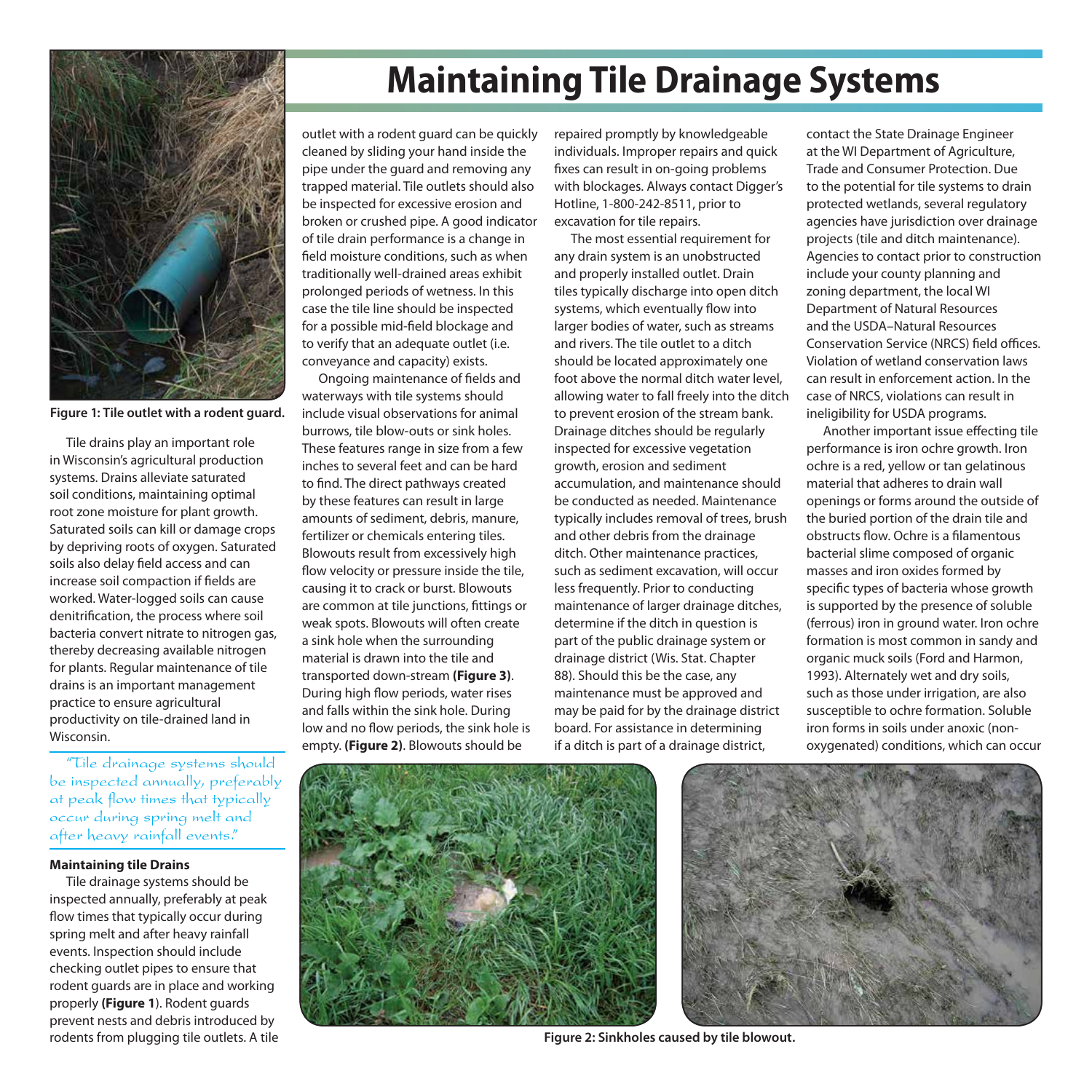# Maintaining Tile Drainage Systems

Figure 1: Tile outlet with a rodent guard.

Tile drains play an important role in Wisconsin's agricultural production systems. Drains alleviate saturated soil conditions, maintaining optimal root zone moisture for plant growth. Saturated soils can kill or damage crops by depriving roots of oxygen. Saturated soils also delay field access and can increase soil compaction if fields are worked. Water-logged soils can cause denitrification, the process where soil bacteria convert nitrate to nitrogen gas, thereby decreasing available nitrogen for plants. Regular maintenance of tile drains is an important management practice to ensure agricultural productivity on tile-drained land in Wisconsin.

*"Tile drainage systems should be inspected annually, preferably at peak flow times that typically occur during spring melt and after heavy rainfall events."*

**Maintaining tile Drains**

Tile drainage systems should be inspected annually, preferably at peak flow times that typically occur during spring melt and after heavy rainfall events. Inspection should include checking outlet pipes to ensure that rodent guards are in place and working properly (**Figure 1**). Rodent guards prevent nests and debris introduced by rodents from plugging tile outlets. A tile outlet with a rodent guard can be quickly cleaned by sliding your hand inside the pipe under the guard and removing any trapped material. Tile outlets should also be inspected for excessive erosion and broken or crushed pipe. A good indicator of tile drain performance is a change in field moisture conditions, such as when traditionally well-drained areas exhibit prolonged periods of wetness. In this case the tile line should be inspected for a possible mid-field blockage and to verify that an adequate outlet (i.e. conveyance and capacity) exists.

Ongoing maintenance of fields and waterways with tile systems should include visual observations for animal burrows, tile blow-outs or sink holes. These features range in size from a few inches to several feet and can be hard to find. The direct pathways created by these features can result in large amounts of sediment, debris, manure, fertilizer or chemicals entering tiles. Blowouts result from excessively high flow velocity or pressure inside the tile, causing it to crack or burst. Blowouts are common at tile junctions, fittings or weak spots. Blowouts will often create a sink hole when the surrounding material is drawn into the tile and transported down-stream **(Figure 3)**. During high flow periods, water rises and falls within the sink hole. During low and no flow periods, the sink hole is empty. **(Figure 2)**. Blowouts should be repaired promptly by knowledgeable individuals. Improper repairs and quick fixes can result in on-going problems with blockages. Always contact Digger's Hotline, 1-800-242-8511, prior to excavation for tile repairs.

The most essential requirement for any drain system is an unobstructed and properly installed outlet. Drain tiles typically discharge into open ditch systems, which eventually flow into larger bodies of water, such as streams and rivers. The tile outlet to a ditch should be located approximately one foot above the normal ditch water level, allowing water to fall freely into the ditch to prevent erosion of the stream bank. Drainage ditches should be regularly inspected for excessive vegetation growth, erosion and sediment accumulation, and maintenance should be conducted as needed. Maintenance typically includes removal of trees, brush and other debris from the drainage ditch. Other maintenance practices, such as sediment excavation, will occur less frequently. Prior to conducting maintenance of larger drainage ditches, determine if the ditch in question is part of the public drainage system or drainage district (Wis. Stat. Chapter 88). Should this be the case, any maintenance must be approved and may be paid for by the drainage district board. For assistance in determining if a ditch is part of a drainage district, contact the State Drainage Engineer at the WI Department of Agriculture, Trade and Consumer Protection. Due to the potential for tile systems to drain protected wetlands, several regulatory agencies have jurisdiction over drainage projects (tile and ditch maintenance). Agencies to contact prior to construction include your county planning and zoning department, the local WI Department of Natural Resources and the USDA–Natural Resources Conservation Service (NRCS) field offices. Violation of wetland conservation laws can result in enforcement action. In the case of NRCS, violations can result in ineligibility for USDA programs.

Another important issue effecting tile performance is iron ochre growth. Iron ochre is a red, yellow or tan gelatinous material that adheres to drain wall openings or forms around the outside of the buried portion of the drain tile and obstructs flow. Ochre is a filamentous bacterial slime composed of organic masses and iron oxides formed by specific types of bacteria whose growth is supported by the presence of soluble (ferrous) iron in ground water. Iron ochre formation is most common in sandy and organic muck soils (Ford and Harmon, 1993). Alternately wet and dry soils, such as those under irrigation, are also susceptible to ochre formation. Soluble iron forms in soils under anoxic (non-oxygenated) conditions, which can occur

Figure 2: Sinkholes caused by tile blowout.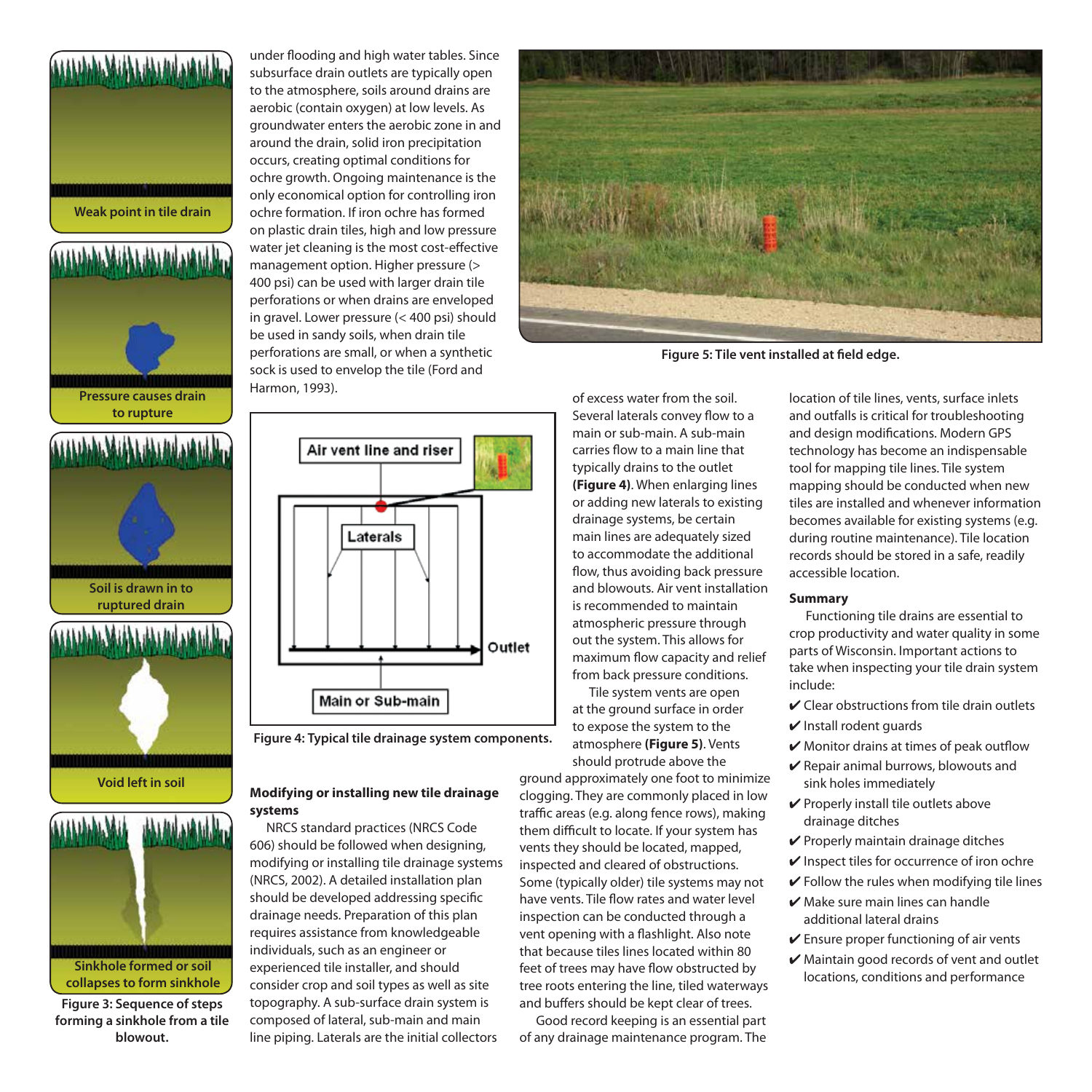Weak point in tile drain

Pressure causes drain to rupture

Soil is drawn in to ruptured drain

Void left in soil

Sinkhole formed or soil collapses to form sinkhole

**Figure 3: Sequence of steps forming a sinkhole from a tile blowout.**

under flooding and high water tables. Since subsurface drain outlets are typically open to the atmosphere, soils around drains are aerobic (contain oxygen) at low levels. As groundwater enters the aerobic zone in and around the drain, solid iron precipitation occurs, creating optimal conditions for ochre growth. Ongoing maintenance is the only economical option for controlling iron ochre formation. If iron ochre has formed on plastic drain tiles, high and low pressure water jet cleaning is the most cost-effective management option. Higher pressure (> 400 psi) can be used with larger drain tile perforations or when drains are enveloped in gravel. Lower pressure (< 400 psi) should be used in sandy soils, when drain tile perforations are small, or when a synthetic sock is used to envelop the tile (Ford and Harmon, 1993).

Air vent line and riser

Laterals

Outlet

Main or Sub-main

**Figure 4: Typical tile drainage system components.**

## Modifying or installing new tile drainage systems

NRCS standard practices (NRCS Code 606) should be followed when designing, modifying or installing tile drainage systems (NRCS, 2002). A detailed installation plan should be developed addressing specific drainage needs. Preparation of this plan requires assistance from knowledgeable individuals, such as an engineer or experienced tile installer, and should consider crop and soil types as well as site topography. A sub-surface drain system is composed of lateral, sub-main and main line piping. Laterals are the initial collectors of excess water from the soil. Several laterals convey flow to a main or sub-main. A sub-main carries flow to a main line that typically drains to the outlet **(Figure 4)**. When enlarging lines or adding new laterals to existing drainage systems, be certain main lines are adequately sized to accommodate the additional flow, thus avoiding back pressure and blowouts. Air vent installation is recommended to maintain atmospheric pressure through out the system. This allows for maximum flow capacity and relief from back pressure conditions.

Tile system vents are open at the ground surface in order to expose the system to the atmosphere **(Figure 5)**. Vents should protrude above the ground approximately one foot to minimize clogging. They are commonly placed in low traffic areas (e.g. along fence rows), making them difficult to locate. If your system has vents they should be located, mapped, inspected and cleared of obstructions. Some (typically older) tile systems may not have vents. Tile flow rates and water level inspection can be conducted through a vent opening with a flashlight. Also note that because tiles lines located within 80 feet of trees may have flow obstructed by tree roots entering the line, tiled waterways and buffers should be kept clear of trees.

**Figure 5: Tile vent installed at field edge.**

Good record keeping is an essential part of any drainage maintenance program. The location of tile lines, vents, surface inlets and outfalls is critical for troubleshooting and design modifications. Modern GPS technology has become an indispensable tool for mapping tile lines. Tile system mapping should be conducted when new tiles are installed and whenever information becomes available for existing systems (e.g. during routine maintenance). Tile location records should be stored in a safe, readily accessible location.

## Summary

Functioning tile drains are essential to crop productivity and water quality in some parts of Wisconsin. Important actions to take when inspecting your tile drain system include:

- ✔ Clear obstructions from tile drain outlets
- ✔ Install rodent guards
- ✔ Monitor drains at times of peak outflow
- ✔ Repair animal burrows, blowouts and sink holes immediately
- ✔ Properly install tile outlets above drainage ditches
- ✔ Properly maintain drainage ditches
- ✔ Inspect tiles for occurrence of iron ochre
- ✔ Follow the rules when modifying tile lines
- ✔ Make sure main lines can handle additional lateral drains
- ✔ Ensure proper functioning of air vents
- ✔ Maintain good records of vent and outlet locations, conditions and performance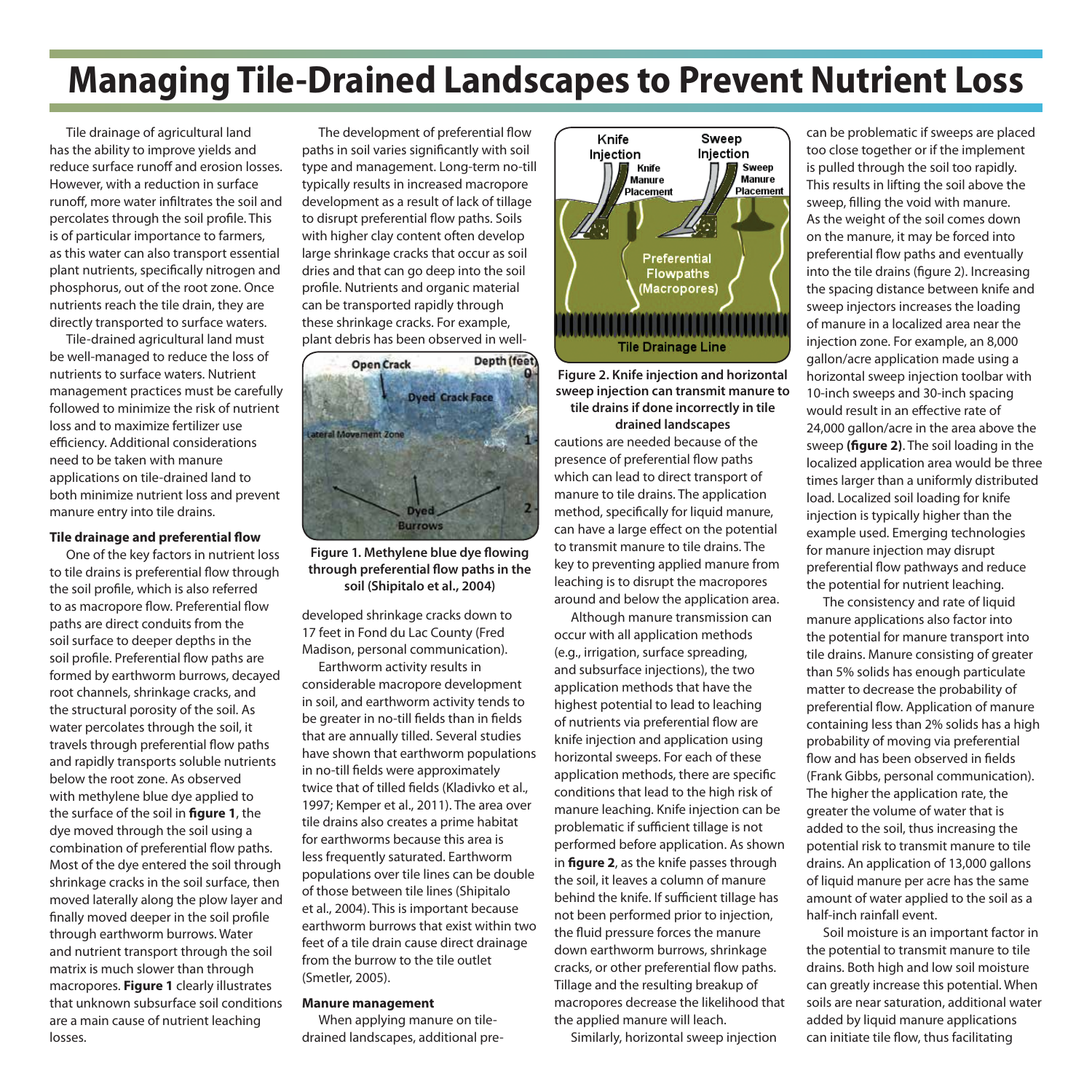# Managing Tile-Drained Landscapes to Prevent Nutrient Loss

Tile drainage of agricultural land has the ability to improve yields and reduce surface runoff and erosion losses. However, with a reduction in surface runoff, more water infiltrates the soil and percolates through the soil profile. This is of particular importance to farmers, as this water can also transport essential plant nutrients, specifically nitrogen and phosphorus, out of the root zone. Once nutrients reach the tile drain, they are directly transported to surface waters.

Tile-drained agricultural land must be well-managed to reduce the loss of nutrients to surface waters. Nutrient management practices must be carefully followed to minimize the risk of nutrient loss and to maximize fertilizer use efficiency. Additional considerations need to be taken with manure applications on tile-drained land to both minimize nutrient loss and prevent manure entry into tile drains.

**Tile drainage and preferential flow**

One of the key factors in nutrient loss to tile drains is preferential flow through the soil profile, which is also referred to as macropore flow. Preferential flow paths are direct conduits from the soil surface to deeper depths in the soil profile. Preferential flow paths are formed by earthworm burrows, decayed root channels, shrinkage cracks, and the structural porosity of the soil. As water percolates through the soil, it travels through preferential flow paths and rapidly transports soluble nutrients below the root zone. As observed with methylene blue dye applied to the surface of the soil in **figure 1**, the dye moved through the soil using a combination of preferential flow paths. Most of the dye entered the soil through shrinkage cracks in the soil surface, then moved laterally along the plow layer and finally moved deeper in the soil profile through earthworm burrows. Water and nutrient transport through the soil matrix is much slower than through macropores. **Figure 1** clearly illustrates that unknown subsurface soil conditions are a main cause of nutrient leaching losses.

The development of preferential flow paths in soil varies significantly with soil type and management. Long-term no-till typically results in increased macropore development as a result of lack of tillage to disrupt preferential flow paths. Soils with higher clay content often develop large shrinkage cracks that occur as soil dries and that can go deep into the soil profile. Nutrients and organic material can be transported rapidly through these shrinkage cracks. For example, plant debris has been observed in well-developed shrinkage cracks down to 17 feet in Fond du Lac County (Fred Madison, personal communication).

**Figure 1. Methylene blue dye flowing through preferential flow paths in the soil (Shipitalo et al., 2004)**

Earthworm activity results in considerable macropore development in soil, and earthworm activity tends to be greater in no-till fields than in fields that are annually tilled. Several studies have shown that earthworm populations in no-till fields were approximately twice that of tilled fields (Kladivko et al., 1997; Kemper et al., 2011). The area over tile drains also creates a prime habitat for earthworms because this area is less frequently saturated. Earthworm populations over tile lines can be double of those between tile lines (Shipitalo et al., 2004). This is important because earthworm burrows that exist within two feet of a tile drain cause direct drainage from the burrow to the tile outlet (Smetler, 2005).

**Manure management**

When applying manure on tile-drained landscapes, additional precautions are needed because of the presence of preferential flow paths which can lead to direct transport of manure to tile drains. The application method, specifically for liquid manure, can have a large effect on the potential to transmit manure to tile drains. The key to preventing applied manure from leaching is to disrupt the macropores around and below the application area.

**Figure 2. Knife injection and horizontal sweep injection can transmit manure to tile drains if done incorrectly in tile drained landscapes**

Although manure transmission can occur with all application methods (e.g., irrigation, surface spreading, and subsurface injections), the two application methods that have the highest potential to lead to leaching of nutrients via preferential flow are knife injection and application using horizontal sweeps. For each of these application methods, there are specific conditions that lead to the high risk of manure leaching. Knife injection can be problematic if sufficient tillage is not performed before application. As shown in **figure 2**, as the knife passes through the soil, it leaves a column of manure behind the knife. If sufficient tillage has not been performed prior to injection, the fluid pressure forces the manure down earthworm burrows, shrinkage cracks, or other preferential flow paths. Tillage and the resulting breakup of macropores decrease the likelihood that the applied manure will leach.

Similarly, horizontal sweep injection can be problematic if sweeps are placed too close together or if the implement is pulled through the soil too rapidly. This results in lifting the soil above the sweep, filling the void with manure. As the weight of the soil comes down on the manure, it may be forced into preferential flow paths and eventually into the tile drains (figure 2). Increasing the spacing distance between knife and sweep injectors increases the loading of manure in a localized area near the injection zone. For example, an 8,000 gallon/acre application made using a horizontal sweep injection toolbar with 10-inch sweeps and 30-inch spacing would result in an effective rate of 24,000 gallon/acre in the area above the sweep **(figure 2)**. The soil loading in the localized application area would be three times larger than a uniformly distributed load. Localized soil loading for knife injection is typically higher than the example used. Emerging technologies for manure injection may disrupt preferential flow pathways and reduce the potential for nutrient leaching.

The consistency and rate of liquid manure applications also factor into the potential for manure transport into tile drains. Manure consisting of greater than 5% solids has enough particulate matter to decrease the probability of preferential flow. Application of manure containing less than 2% solids has a high probability of moving via preferential flow and has been observed in fields (Frank Gibbs, personal communication). The higher the application rate, the greater the volume of water that is added to the soil, thus increasing the potential risk to transmit manure to tile drains. An application of 13,000 gallons of liquid manure per acre has the same amount of water applied to the soil as a half-inch rainfall event.

Soil moisture is an important factor in the potential to transmit manure to tile drains. Both high and low soil moisture can greatly increase this potential. When soils are near saturation, additional water added by liquid manure applications can initiate tile flow, thus facilitating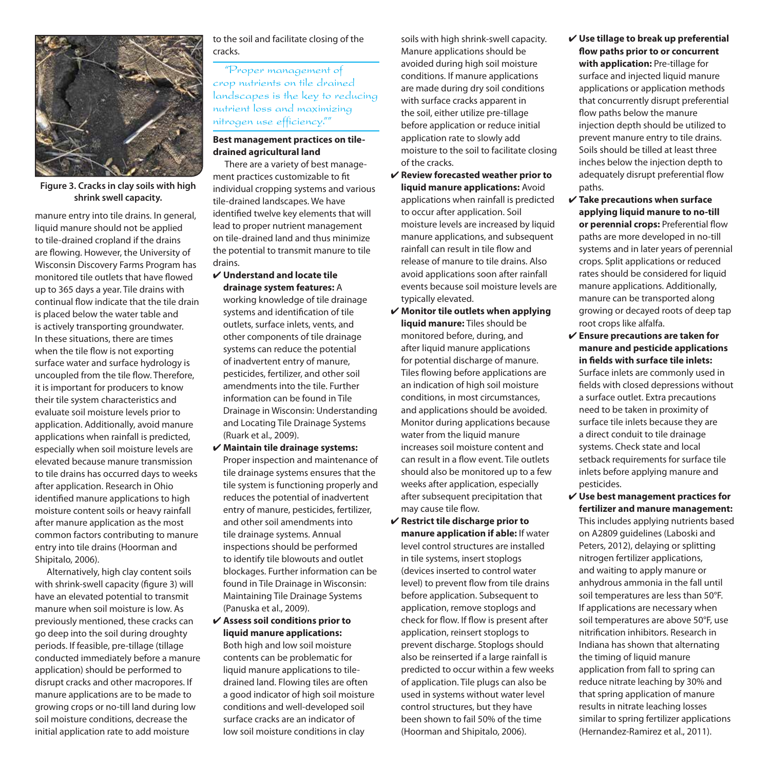Figure 3. Cracks in clay soils with high shrink swell capacity.

manure entry into tile drains. In general, liquid manure should not be applied to tile-drained cropland if the drains are flowing. However, the University of Wisconsin Discovery Farms Program has monitored tile outlets that have flowed up to 365 days a year. Tile drains with continual flow indicate that the tile drain is placed below the water table and is actively transporting groundwater. In these situations, there are times when the tile flow is not exporting surface water and surface hydrology is uncoupled from the tile flow. Therefore, it is important for producers to know their tile system characteristics and evaluate soil moisture levels prior to application. Additionally, avoid manure applications when rainfall is predicted, especially when soil moisture levels are elevated because manure transmission to tile drains has occurred days to weeks after application. Research in Ohio identified manure applications to high moisture content soils or heavy rainfall after manure application as the most common factors contributing to manure entry into tile drains (Hoorman and Shipitalo, 2006).

Alternatively, high clay content soils with shrink-swell capacity (figure 3) will have an elevated potential to transmit manure when soil moisture is low. As previously mentioned, these cracks can go deep into the soil during droughty periods. If feasible, pre-tillage (tillage conducted immediately before a manure application) should be performed to disrupt cracks and other macropores. If manure applications are to be made to growing crops or no-till land during low soil moisture conditions, decrease the initial application rate to add moisture to the soil and facilitate closing of the cracks.

*"Proper management of crop nutrients on tile drained landscapes is the key to reducing nutrient loss and maximizing nitrogen use efficiency."*

### Best management practices on tile-drained agricultural land

There are a variety of best management practices customizable to fit individual cropping systems and various tile-drained landscapes. We have identified twelve key elements that will lead to proper nutrient management on tile-drained land and thus minimize the potential to transmit manure to tile drains.

- ✔ **Understand and locate tile drainage system features:** A working knowledge of tile drainage systems and identification of tile outlets, surface inlets, vents, and other components of tile drainage systems can reduce the potential of inadvertent entry of manure, pesticides, fertilizer, and other soil amendments into the tile. Further information can be found in Tile Drainage in Wisconsin: Understanding and Locating Tile Drainage Systems (Ruark et al., 2009).
- ✔ **Maintain tile drainage systems:** Proper inspection and maintenance of tile drainage systems ensures that the tile system is functioning properly and reduces the potential of inadvertent entry of manure, pesticides, fertilizer, and other soil amendments into tile drainage systems. Annual inspections should be performed to identify tile blowouts and outlet blockages. Further information can be found in Tile Drainage in Wisconsin: Maintaining Tile Drainage Systems (Panuska et al., 2009).
- ✔ **Assess soil conditions prior to liquid manure applications:** Both high and low soil moisture contents can be problematic for liquid manure applications to tile-drained land. Flowing tiles are often a good indicator of high soil moisture conditions and well-developed soil surface cracks are an indicator of low soil moisture conditions in clay soils with high shrink-swell capacity. Manure applications should be avoided during high soil moisture conditions. If manure applications are made during dry soil conditions with surface cracks apparent in the soil, either utilize pre-tillage before application or reduce initial application rate to slowly add moisture to the soil to facilitate closing of the cracks.
- ✔ **Review forecasted weather prior to liquid manure applications:** Avoid applications when rainfall is predicted to occur after application. Soil moisture levels are increased by liquid manure applications, and subsequent rainfall can result in tile flow and release of manure to tile drains. Also avoid applications soon after rainfall events because soil moisture levels are typically elevated.
- ✔ **Monitor tile outlets when applying liquid manure:** Tiles should be monitored before, during, and after liquid manure applications for potential discharge of manure. Tiles flowing before applications are an indication of high soil moisture conditions, in most circumstances, and applications should be avoided. Monitor during applications because water from the liquid manure increases soil moisture content and can result in a flow event. Tile outlets should also be monitored up to a few weeks after application, especially after subsequent precipitation that may cause tile flow.
- ✔ **Restrict tile discharge prior to manure application if able:** If water level control structures are installed in tile systems, insert stoplogs (devices inserted to control water level) to prevent flow from tile drains before application. Subsequent to application, remove stoplogs and check for flow. If flow is present after application, reinsert stoplogs to prevent discharge. Stoplogs should also be reinserted if a large rainfall is predicted to occur within a few weeks of application. Tile plugs can also be used in systems without water level control structures, but they have been shown to fail 50% of the time (Hoorman and Shipitalo, 2006).
- ✔ **Use tillage to break up preferential flow paths prior to or concurrent with application:** Pre-tillage for surface and injected liquid manure applications or application methods that concurrently disrupt preferential flow paths below the manure injection depth should be utilized to prevent manure entry to tile drains. Soils should be tilled at least three inches below the injection depth to adequately disrupt preferential flow paths.
- ✔ **Take precautions when surface applying liquid manure to no-till or perennial crops:** Preferential flow paths are more developed in no-till systems and in later years of perennial crops. Split applications or reduced rates should be considered for liquid manure applications. Additionally, manure can be transported along growing or decayed roots of deep tap root crops like alfalfa.
- ✔ **Ensure precautions are taken for manure and pesticide applications in fields with surface tile inlets:** Surface inlets are commonly used in fields with closed depressions without a surface outlet. Extra precautions need to be taken in proximity of surface tile inlets because they are a direct conduit to tile drainage systems. Check state and local setback requirements for surface tile inlets before applying manure and pesticides.
- ✔ **Use best management practices for fertilizer and manure management:** This includes applying nutrients based on A2809 guidelines (Laboski and Peters, 2012), delaying or splitting nitrogen fertilizer applications, and waiting to apply manure or anhydrous ammonia in the fall until soil temperatures are less than 50°F. If applications are necessary when soil temperatures are above 50°F, use nitrification inhibitors. Research in Indiana has shown that alternating the timing of liquid manure application from fall to spring can reduce nitrate leaching by 30% and that spring application of manure results in nitrate leaching losses similar to spring fertilizer applications (Hernandez-Ramirez et al., 2011).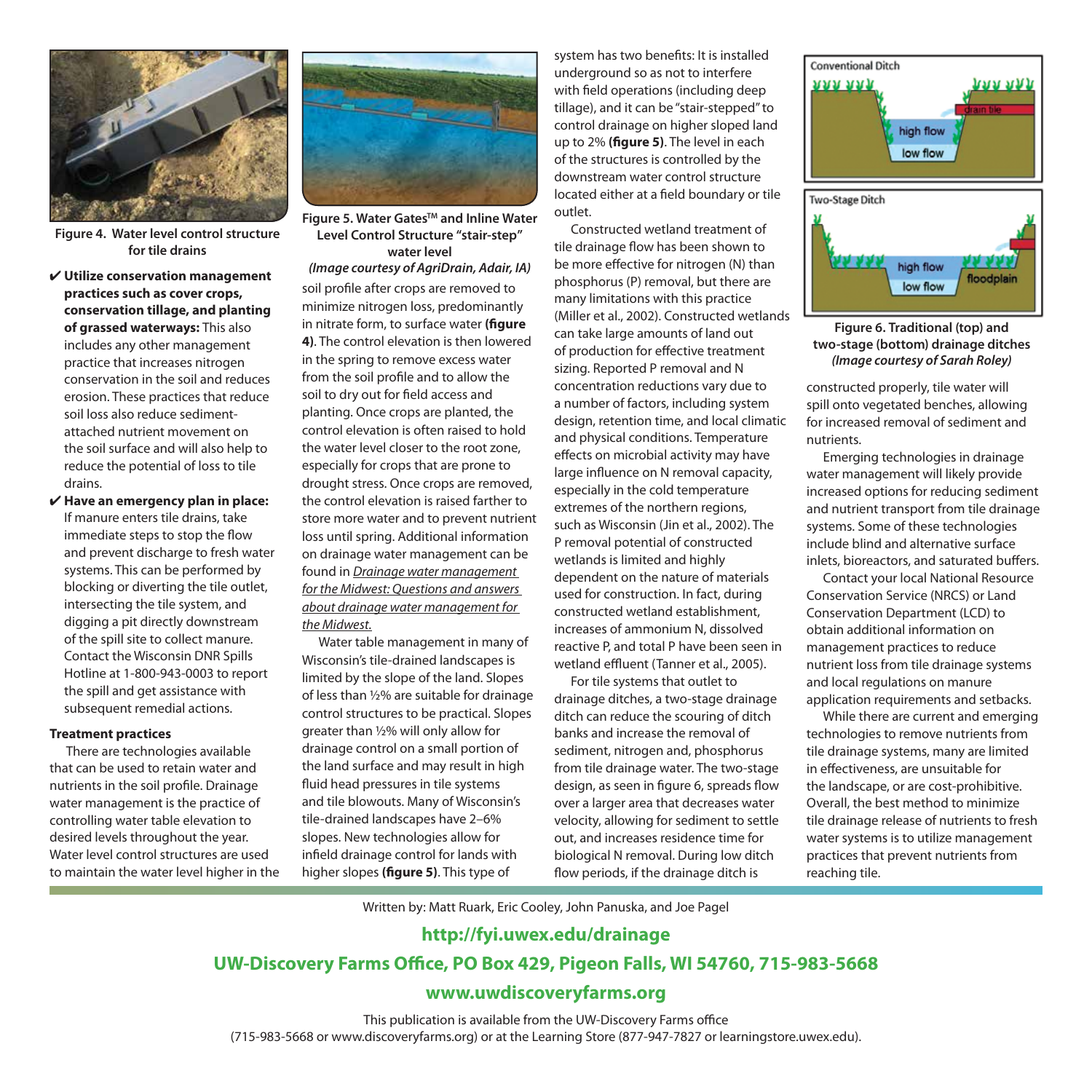Figure 4. Water level control structure for tile drains

- ✔ **Utilize conservation management practices such as cover crops, conservation tillage, and planting of grassed waterways:** This also includes any other management practice that increases nitrogen conservation in the soil and reduces erosion. These practices that reduce soil loss also reduce sediment-attached nutrient movement on the soil surface and will also help to reduce the potential of loss to tile drains.
- ✔ **Have an emergency plan in place:** If manure enters tile drains, take immediate steps to stop the flow and prevent discharge to fresh water systems. This can be performed by blocking or diverting the tile outlet, intersecting the tile system, and digging a pit directly downstream of the spill site to collect manure. Contact the Wisconsin DNR Spills Hotline at 1-800-943-0003 to report the spill and get assistance with subsequent remedial actions.

#### Treatment practices

There are technologies available that can be used to retain water and nutrients in the soil profile. Drainage water management is the practice of controlling water table elevation to desired levels throughout the year. Water level control structures are used to maintain the water level higher in the soil profile after crops are removed to minimize nitrogen loss, predominantly in nitrate form, to surface water **(figure 4)**. The control elevation is then lowered in the spring to remove excess water from the soil profile and to allow the soil to dry out for field access and planting. Once crops are planted, the control elevation is often raised to hold the water level closer to the root zone, especially for crops that are prone to drought stress. Once crops are removed, the control elevation is raised farther to store more water and to prevent nutrient loss until spring. Additional information on drainage water management can be found in _Drainage water management for the Midwest: Questions and answers about drainage water management for the Midwest._

Figure 5. Water Gates™ and Inline Water Level Control Structure "stair-step" water level
*(Image courtesy of AgriDrain, Adair, IA)*

Water table management in many of Wisconsin's tile-drained landscapes is limited by the slope of the land. Slopes of less than ½% are suitable for drainage control structures to be practical. Slopes greater than ½% will only allow for drainage control on a small portion of the land surface and may result in high fluid head pressures in tile systems and tile blowouts. Many of Wisconsin's tile-drained landscapes have 2–6% slopes. New technologies allow for infield drainage control for lands with higher slopes **(figure 5)**. This type of system has two benefits: It is installed underground so as not to interfere with field operations (including deep tillage), and it can be "stair-stepped" to control drainage on higher sloped land up to 2% **(figure 5)**. The level in each of the structures is controlled by the downstream water control structure located either at a field boundary or tile outlet.

Constructed wetland treatment of tile drainage flow has been shown to be more effective for nitrogen (N) than phosphorus (P) removal, but there are many limitations with this practice (Miller et al., 2002). Constructed wetlands can take large amounts of land out of production for effective treatment sizing. Reported P removal and N concentration reductions vary due to a number of factors, including system design, retention time, and local climatic and physical conditions. Temperature effects on microbial activity may have large influence on N removal capacity, especially in the cold temperature extremes of the northern regions, such as Wisconsin (Jin et al., 2002). The P removal potential of constructed wetlands is limited and highly dependent on the nature of materials used for construction. In fact, during constructed wetland establishment, increases of ammonium N, dissolved reactive P, and total P have been seen in wetland effluent (Tanner et al., 2005).

For tile systems that outlet to drainage ditches, a two-stage drainage ditch can reduce the scouring of ditch banks and increase the removal of sediment, nitrogen and, phosphorus from tile drainage water. The two-stage design, as seen in figure 6, spreads flow over a larger area that decreases water velocity, allowing for sediment to settle out, and increases residence time for biological N removal. During low ditch flow periods, if the drainage ditch is constructed properly, tile water will spill onto vegetated benches, allowing for increased removal of sediment and nutrients.

Conventional Ditch
drain tile
high flow
low flow

Two-Stage Ditch
high flow
low flow
floodplain

Figure 6. Traditional (top) and two-stage (bottom) drainage ditches
*(Image courtesy of Sarah Roley)*

Emerging technologies in drainage water management will likely provide increased options for reducing sediment and nutrient transport from tile drainage systems. Some of these technologies include blind and alternative surface inlets, bioreactors, and saturated buffers.

Contact your local National Resource Conservation Service (NRCS) or Land Conservation Department (LCD) to obtain additional information on management practices to reduce nutrient loss from tile drainage systems and local regulations on manure application requirements and setbacks.

While there are current and emerging technologies to remove nutrients from tile drainage systems, many are limited in effectiveness, are unsuitable for the landscape, or are cost-prohibitive. Overall, the best method to minimize tile drainage release of nutrients to fresh water systems is to utilize management practices that prevent nutrients from reaching tile.

Written by: Matt Ruark, Eric Cooley, John Panuska, and Joe Pagel

**http://fyi.uwex.edu/drainage**

**UW-Discovery Farms Office, PO Box 429, Pigeon Falls, WI 54760, 715-983-5668**

**www.uwdiscoveryfarms.org**

This publication is available from the UW-Discovery Farms office (715-983-5668 or www.discoveryfarms.org) or at the Learning Store (877-947-7827 or learningstore.uwex.edu).